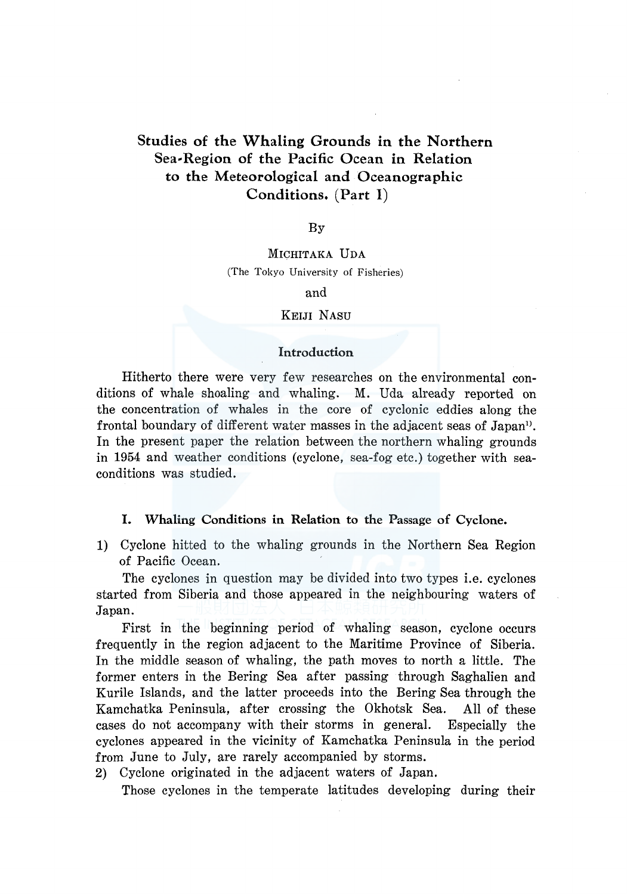# Studies of the Whaling Grounds in the Northern Sea-Region of the Pacific Ocean in Relation to the Meteorological and Oceanographic Conditions. (Part I)

By

MICHITAKA UDA
(The Tokyo University of Fisheries)

and

KEIJI NASU

## Introduction

Hitherto there were very few researches on the environmental conditions of whale shoaling and whaling. M. Uda already reported on the concentration of whales in the core of cyclonic eddies along the frontal boundary of different water masses in the adjacent seas of Japan[1]. In the present paper the relation between the northern whaling grounds in 1954 and weather conditions (cyclone, sea-fog etc.) together with sea-conditions was studied.

### I. Whaling Conditions in Relation to the Passage of Cyclone.

1) Cyclone hitted to the whaling grounds in the Northern Sea Region of Pacific Ocean.

The cyclones in question may be divided into two types i.e. cyclones started from Siberia and those appeared in the neighbouring waters of Japan.

First in the beginning period of whaling season, cyclone occurs frequently in the region adjacent to the Maritime Province of Siberia. In the middle season of whaling, the path moves to north a little. The former enters in the Bering Sea after passing through Saghalien and Kurile Islands, and the latter proceeds into the Bering Sea through the Kamchatka Peninsula, after crossing the Okhotsk Sea. All of these cases do not accompany with their storms in general. Especially the cyclones appeared in the vicinity of Kamchatka Peninsula in the period from June to July, are rarely accompanied by storms.

2) Cyclone originated in the adjacent waters of Japan.

Those cyclones in the temperate latitudes developing during their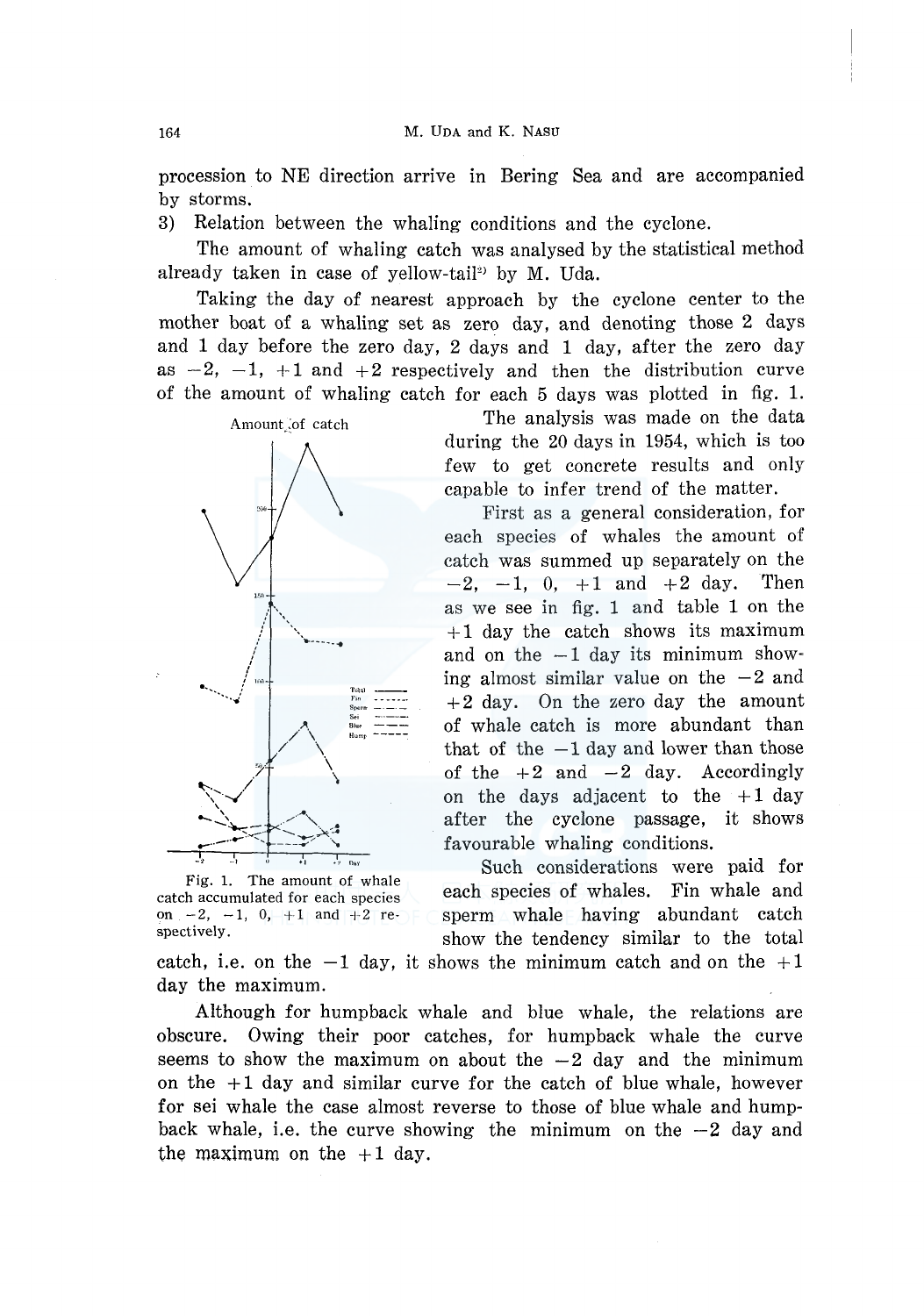procession to NE direction arrive in Bering Sea and are accompanied by storms.

3) Relation between the whaling conditions and the cyclone.

The amount of whaling catch was analysed by the statistical method already taken in case of yellow-tail[2] by M. Uda.

Taking the day of nearest approach by the cyclone center to the mother boat of a whaling set as zero day, and denoting those 2 days and 1 day before the zero day, 2 days and 1 day, after the zero day as $-2$, $-1$, $+1$ and $+2$ respectively and then the distribution curve of the amount of whaling catch for each 5 days was plotted in fig. 1.

Fig. 1. The amount of whale catch accumulated for each species on $-2$, $-1$, 0, $+1$ and $+2$ respectively.

The analysis was made on the data during the 20 days in 1954, which is too few to get concrete results and only capable to infer trend of the matter.

First as a general consideration, for each species of whales the amount of catch was summed up separately on the $-2$, $-1$, 0, $+1$ and $+2$ day. Then as we see in fig. 1 and table 1 on the $+1$ day the catch shows its maximum and on the $-1$ day its minimum showing almost similar value on the $-2$ and $+2$ day. On the zero day the amount of whale catch is more abundant than that of the $-1$ day and lower than those of the $+2$ and $-2$ day. Accordingly on the days adjacent to the $+1$ day after the cyclone passage, it shows favourable whaling conditions.

Such considerations were paid for each species of whales. Fin whale and sperm whale having abundant catch show the tendency similar to the total catch, i.e. on the $-1$ day, it shows the minimum catch and on the $+1$ day the maximum.

Although for humpback whale and blue whale, the relations are obscure. Owing their poor catches, for humpback whale the curve seems to show the maximum on about the $-2$ day and the minimum on the $+1$ day and similar curve for the catch of blue whale, however for sei whale the case almost reverse to those of blue whale and humpback whale, i.e. the curve showing the minimum on the $-2$ day and the maximum on the $+1$ day.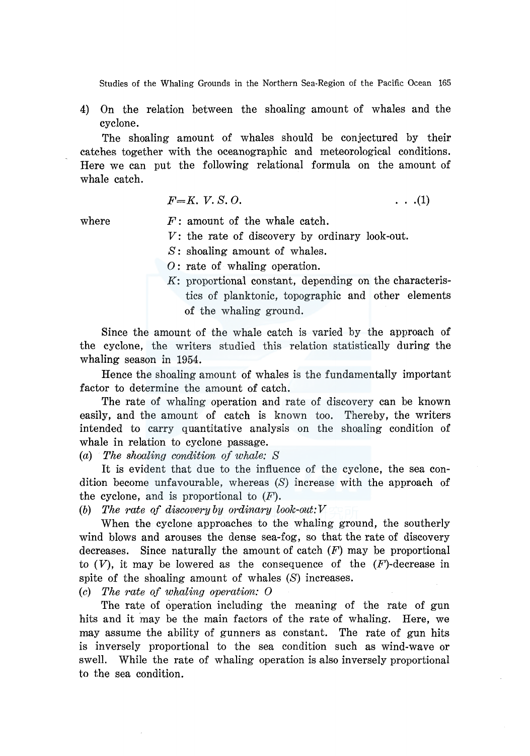4) On the relation between the shoaling amount of whales and the cyclone.

The shoaling amount of whales should be conjectured by their catches together with the oceanographic and meteorological conditions. Here we can put the following relational formula on the amount of whale catch.

$$F = K.\ V.\ S.\ O. \qquad \ldots (1)$$

where
- $F$: amount of the whale catch.
- $V$: the rate of discovery by ordinary look-out.
- $S$: shoaling amount of whales.
- $O$: rate of whaling operation.
- $K$: proportional constant, depending on the characteristics of planktonic, topographic and other elements of the whaling ground.

Since the amount of the whale catch is varied by the approach of the cyclone, the writers studied this relation statistically during the whaling season in 1954.

Hence the shoaling amount of whales is the fundamentally important factor to determine the amount of catch.

The rate of whaling operation and rate of discovery can be known easily, and the amount of catch is known too. Thereby, the writers intended to carry quantitative analysis on the shoaling condition of whale in relation to cyclone passage.

(a) *The shoaling condition of whale: S*

It is evident that due to the influence of the cyclone, the sea condition become unfavourable, whereas ($S$) increase with the approach of the cyclone, and is proportional to ($F$).

(b) *The rate of discovery by ordinary look-out: V*

When the cyclone approaches to the whaling ground, the southerly wind blows and arouses the dense sea-fog, so that the rate of discovery decreases. Since naturally the amount of catch ($F$) may be proportional to ($V$), it may be lowered as the consequence of the ($F$)-decrease in spite of the shoaling amount of whales ($S$) increases.

(c) *The rate of whaling operation: O*

The rate of operation including the meaning of the rate of gun hits and it may be the main factors of the rate of whaling. Here, we may assume the ability of gunners as constant. The rate of gun hits is inversely proportional to the sea condition such as wind-wave or swell. While the rate of whaling operation is also inversely proportional to the sea condition.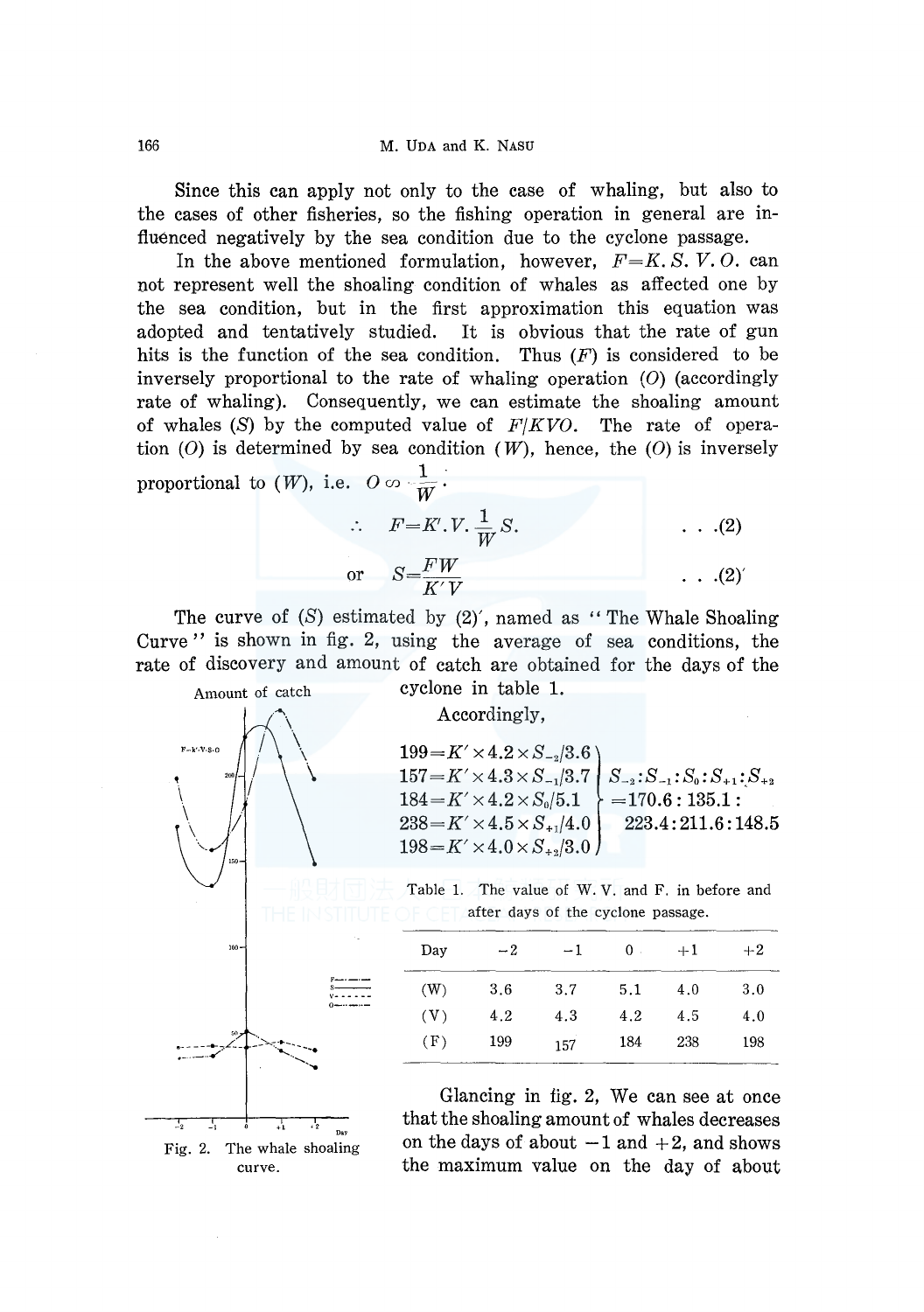Since this can apply not only to the case of whaling, but also to the cases of other fisheries, so the fishing operation in general are influenced negatively by the sea condition due to the cyclone passage.

In the above mentioned formulation, however, $F=K.S.V.O.$ can not represent well the shoaling condition of whales as affected one by the sea condition, but in the first approximation this equation was adopted and tentatively studied. It is obvious that the rate of gun hits is the function of the sea condition. Thus $(F)$ is considered to be inversely proportional to the rate of whaling operation $(O)$ (accordingly rate of whaling). Consequently, we can estimate the shoaling amount of whales $(S)$ by the computed value of $F/KVO$. The rate of operation $(O)$ is determined by sea condition $(W)$, hence, the $(O)$ is inversely proportional to $(W)$, i.e. $O \propto \frac{1}{W}$.

$$\therefore \quad F=K'.V.\frac{1}{W}S. \qquad \ldots(2)$$

$$\text{or} \quad S=\frac{FW}{K'V} \qquad \ldots(2)'$$

The curve of $(S)$ estimated by $(2)'$, named as "The Whale Shoaling Curve" is shown in fig. 2, using the average of sea conditions, the rate of discovery and amount of catch are obtained for the days of the cyclone in table 1.

Accordingly,

$$\left.\begin{array}{l} 199=K'\times4.2\times S_{-2}/3.6 \\ 157=K'\times4.3\times S_{-1}/3.7 \\ 184=K'\times4.2\times S_{0}/5.1 \\ 238=K'\times4.5\times S_{+1}/4.0 \\ 198=K'\times4.0\times S_{+2}/3.0 \end{array}\right\} \begin{array}{l} S_{-2}:S_{-1}:S_{0}:S_{+1}:S_{+2} \\ =170.6:135.1: \\ \quad 223.4:211.6:148.5 \end{array}$$

Table 1. The value of W. V. and F. in before and after days of the cyclone passage.

| Day | −2 | −1 | 0 | +1 | +2 |
|---|---|---|---|---|---|
| (W) | 3.6 | 3.7 | 5.1 | 4.0 | 3.0 |
| (V) | 4.2 | 4.3 | 4.2 | 4.5 | 4.0 |
| (F) | 199 | 157 | 184 | 238 | 198 |

Fig. 2. The whale shoaling curve.

Glancing in fig. 2, We can see at once that the shoaling amount of whales decreases on the days of about −1 and +2, and shows the maximum value on the day of about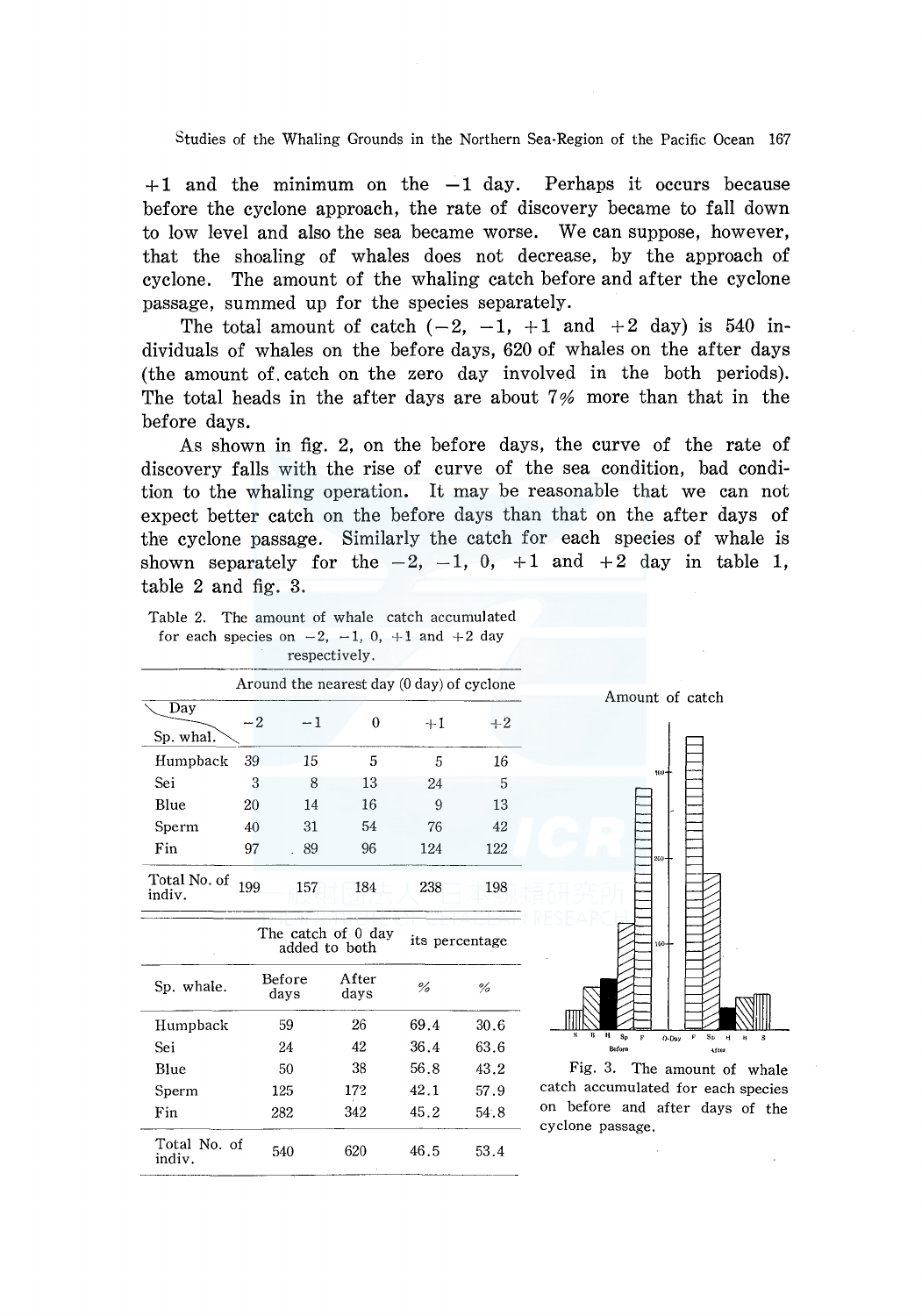+1 and the minimum on the −1 day. Perhaps it occurs because before the cyclone approach, the rate of discovery became to fall down to low level and also the sea became worse. We can suppose, however, that the shoaling of whales does not decrease, by the approach of cyclone. The amount of the whaling catch before and after the cyclone passage, summed up for the species separately.

The total amount of catch (−2, −1, +1 and +2 day) is 540 individuals of whales on the before days, 620 of whales on the after days (the amount of catch on the zero day involved in the both periods). The total heads in the after days are about 7% more than that in the before days.

As shown in fig. 2, on the before days, the curve of the rate of discovery falls with the rise of curve of the sea condition, bad condition to the whaling operation. It may be reasonable that we can not expect better catch on the before days than that on the after days of the cyclone passage. Similarly the catch for each species of whale is shown separately for the −2, −1, 0, +1 and +2 day in table 1, table 2 and fig. 3.

Table 2. The amount of whale catch accumulated for each species on −2, −1, 0, +1 and +2 day respectively.

| Day / Sp. whal. | Around the nearest day (0 day) of cyclone | | | | |
|---|---|---|---|---|---|
| | −2 | −1 | 0 | +1 | +2 |
| Humpback | 39 | 15 | 5 | 5 | 16 |
| Sei | 3 | 8 | 13 | 24 | 5 |
| Blue | 20 | 14 | 16 | 9 | 13 |
| Sperm | 40 | 31 | 54 | 76 | 42 |
| Fin | 97 | 89 | 96 | 124 | 122 |
| Total No. of indiv. | 199 | 157 | 184 | 238 | 198 |

| Sp. whale. | The catch of 0 day added to both | | its percentage | |
|---|---|---|---|---|
| | Before days | After days | % | % |
| Humpback | 59 | 26 | 69.4 | 30.6 |
| Sei | 24 | 42 | 36.4 | 63.6 |
| Blue | 50 | 38 | 56.8 | 43.2 |
| Sperm | 125 | 172 | 42.1 | 57.9 |
| Fin | 282 | 342 | 45.2 | 54.8 |
| Total No. of indiv. | 540 | 620 | 46.5 | 53.4 |

Fig. 3. The amount of whale catch accumulated for each species on before and after days of the cyclone passage.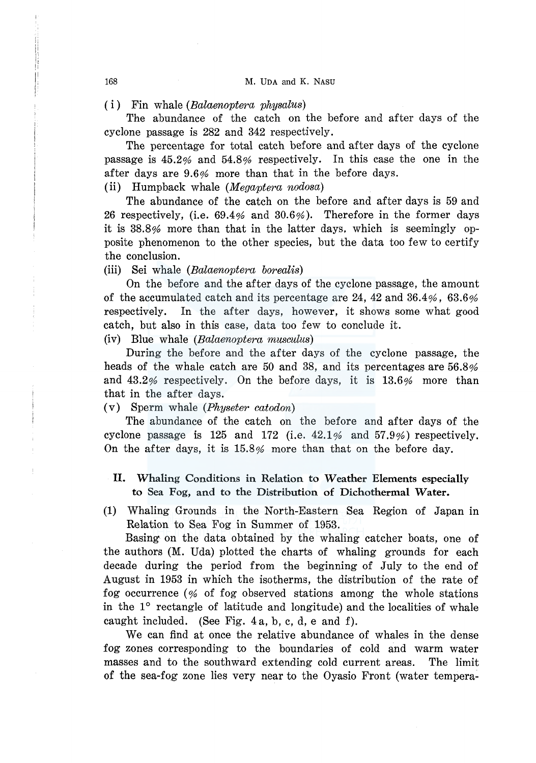(i) Fin whale (*Balaenoptera physalus*)

The abundance of the catch on the before and after days of the cyclone passage is 282 and 342 respectively.

The percentage for total catch before and after days of the cyclone passage is 45.2% and 54.8% respectively. In this case the one in the after days are 9.6% more than that in the before days.

(ii) Humpback whale (*Megaptera nodosa*)

The abundance of the catch on the before and after days is 59 and 26 respectively, (i.e. 69.4% and 30.6%). Therefore in the former days it is 38.8% more than that in the latter days, which is seemingly opposite phenomenon to the other species, but the data too few to certify the conclusion.

(iii) Sei whale (*Balaenoptera borealis*)

On the before and the after days of the cyclone passage, the amount of the accumulated catch and its percentage are 24, 42 and 36.4%, 63.6% respectively. In the after days, however, it shows some what good catch, but also in this case, data too few to conclude it.

(iv) Blue whale (*Balaenoptera musculus*)

During the before and the after days of the cyclone passage, the heads of the whale catch are 50 and 38, and its percentages are 56.8% and 43.2% respectively. On the before days, it is 13.6% more than that in the after days.

(v) Sperm whale (*Physeter catodon*)

The abundance of the catch on the before and after days of the cyclone passage is 125 and 172 (i.e. 42.1% and 57.9%) respectively. On the after days, it is 15.8% more than that on the before day.

## II. Whaling Conditions in Relation to Weather Elements especially to Sea Fog, and to the Distribution of Dichothermal Water.

(1) Whaling Grounds in the North-Eastern Sea Region of Japan in Relation to Sea Fog in Summer of 1953.

Basing on the data obtained by the whaling catcher boats, one of the authors (M. Uda) plotted the charts of whaling grounds for each decade during the period from the beginning of July to the end of August in 1953 in which the isotherms, the distribution of the rate of fog occurrence (% of fog observed stations among the whole stations in the 1° rectangle of latitude and longitude) and the localities of whale caught included. (See Fig. 4 a, b, c, d, e and f).

We can find at once the relative abundance of whales in the dense fog zones corresponding to the boundaries of cold and warm water masses and to the southward extending cold current areas. The limit of the sea-fog zone lies very near to the Oyasio Front (water tempera-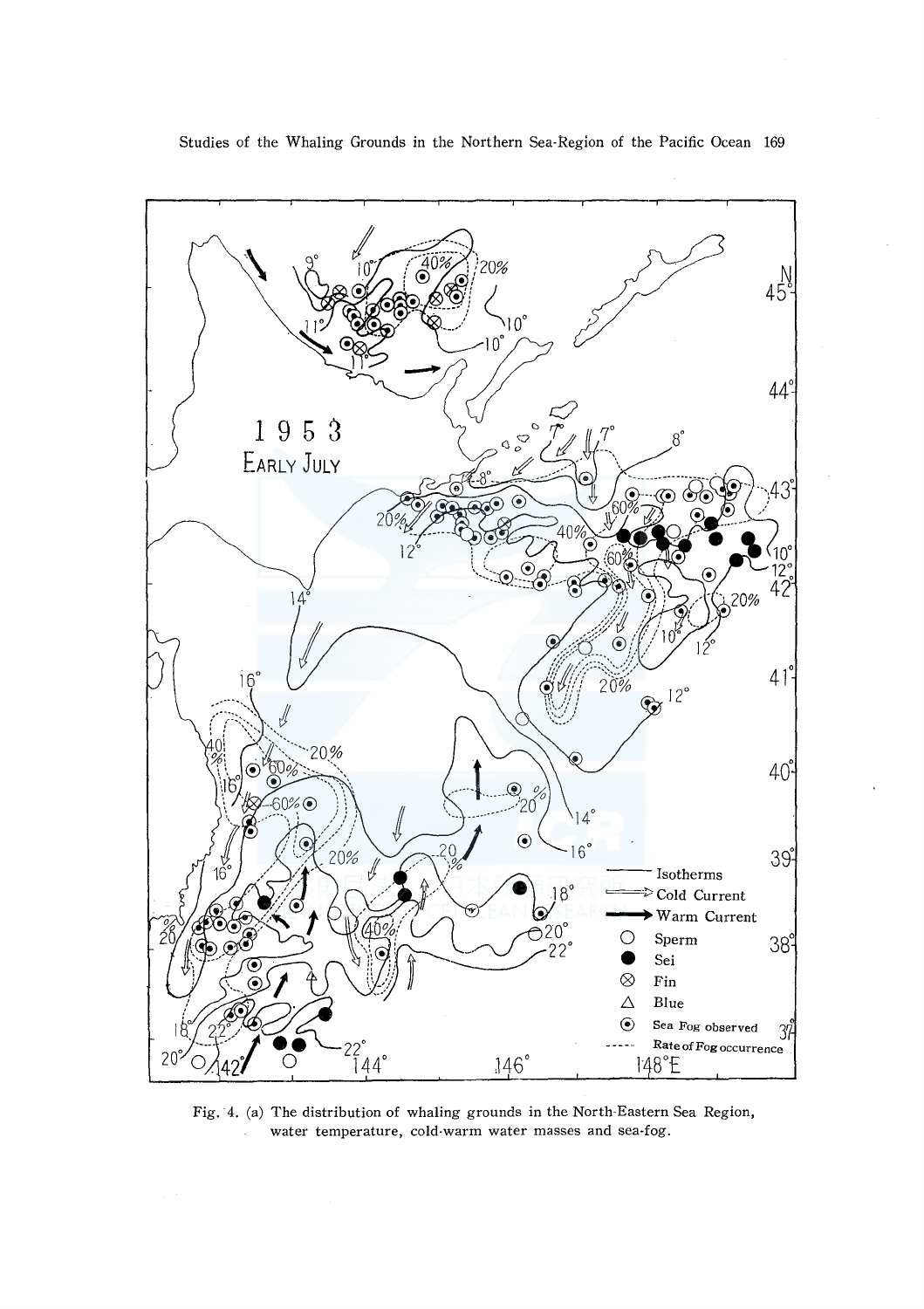Fig. 4. (a) The distribution of whaling grounds in the North-Eastern Sea Region, water temperature, cold-warm water masses and sea-fog.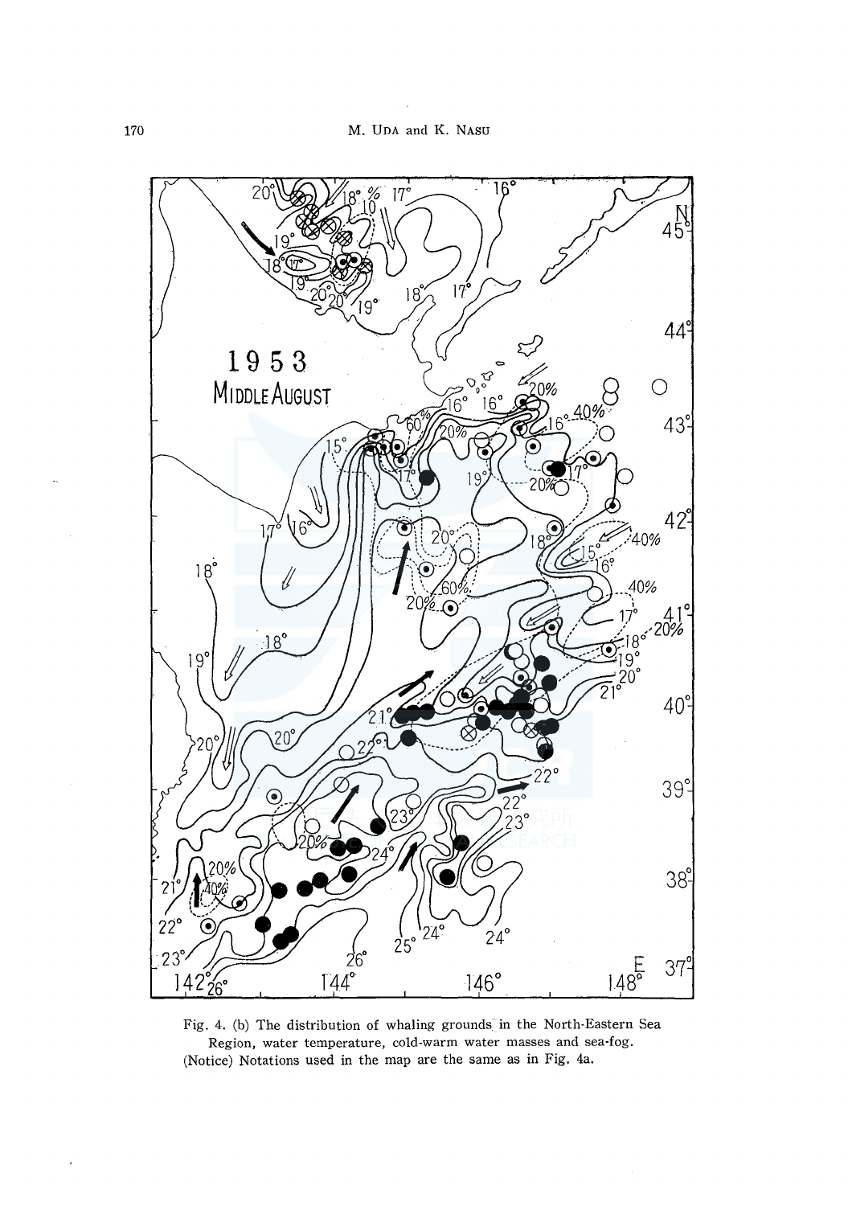Fig. 4. (b) The distribution of whaling grounds in the North-Eastern Sea Region, water temperature, cold-warm water masses and sea-fog.
(Notice) Notations used in the map are the same as in Fig. 4a.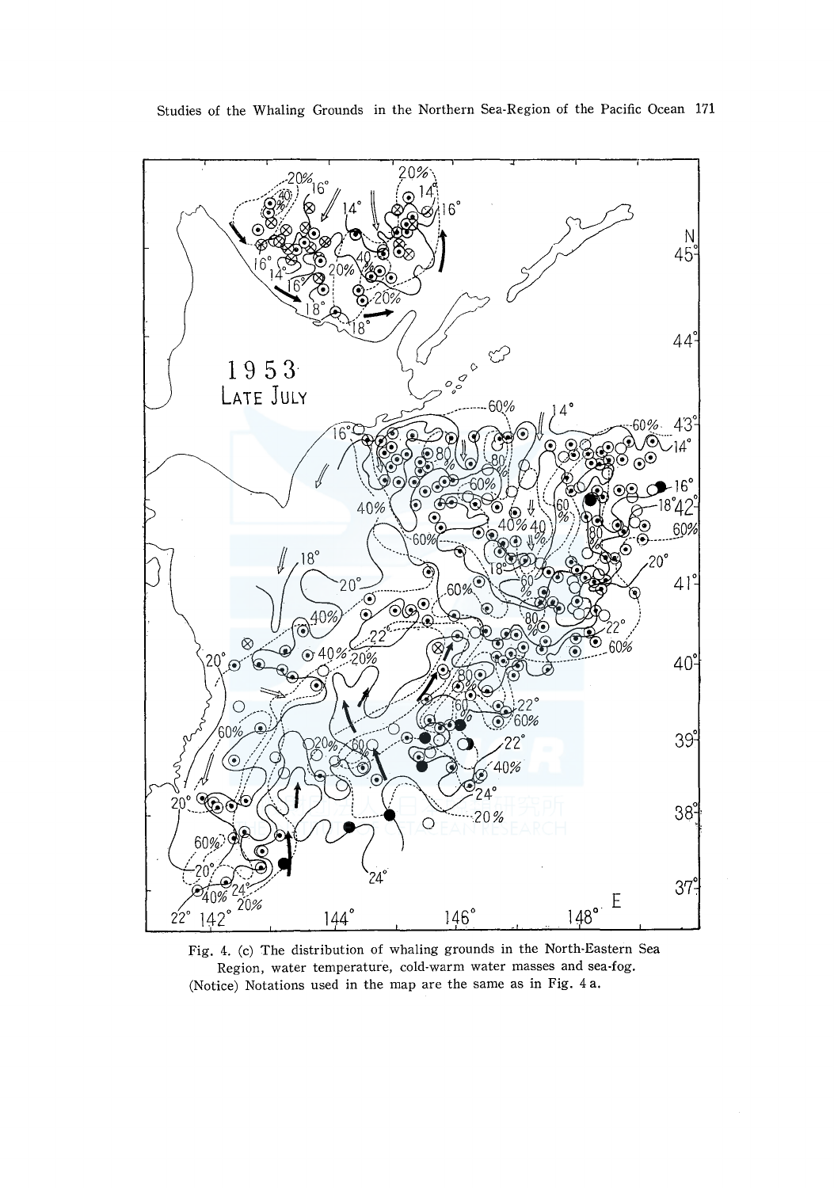Fig. 4. (c) The distribution of whaling grounds in the North-Eastern Sea Region, water temperature, cold-warm water masses and sea-fog.
(Notice) Notations used in the map are the same as in Fig. 4 a.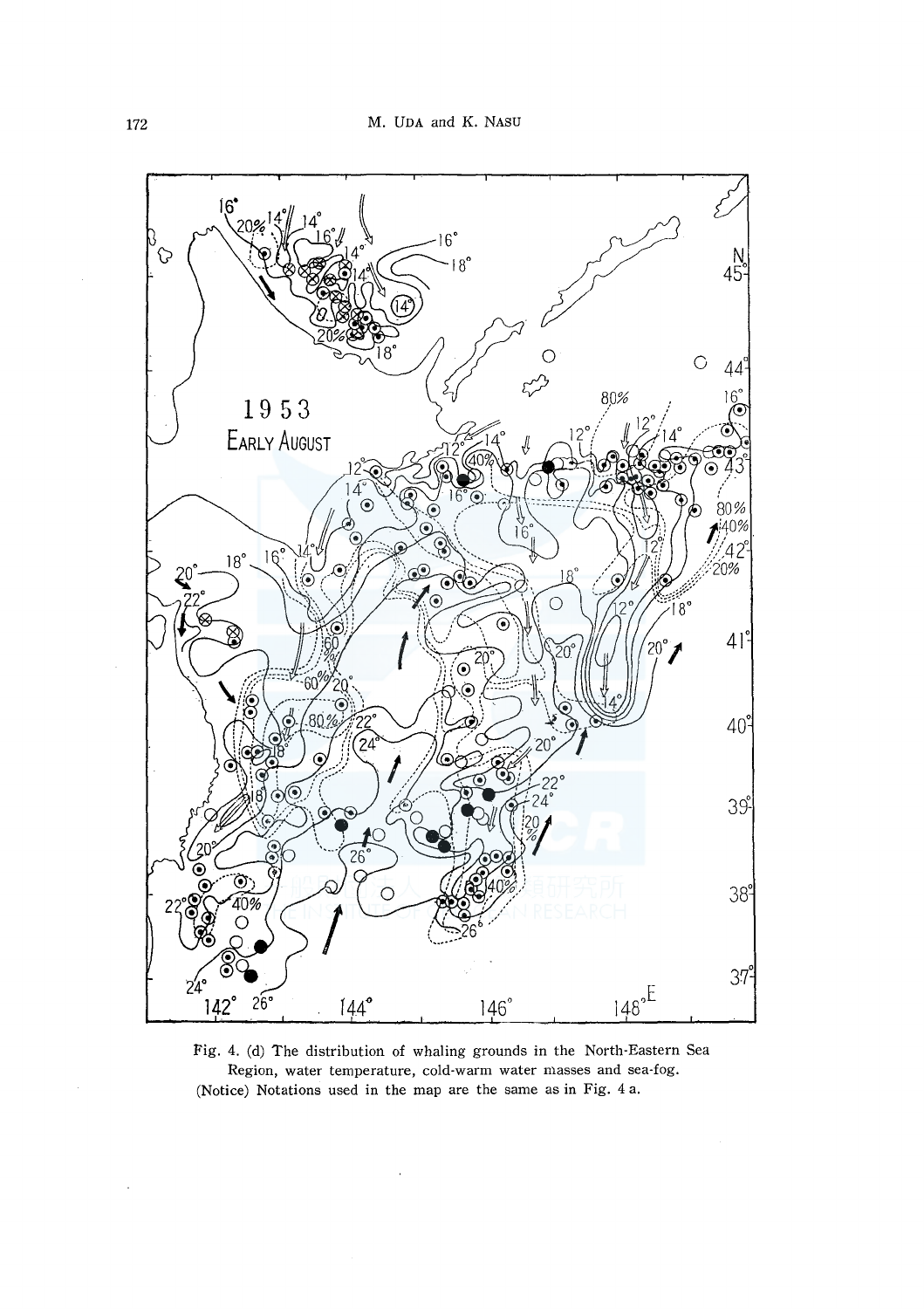Fig. 4. (d) The distribution of whaling grounds in the North-Eastern Sea Region, water temperature, cold-warm water masses and sea-fog.
(Notice) Notations used in the map are the same as in Fig. 4 a.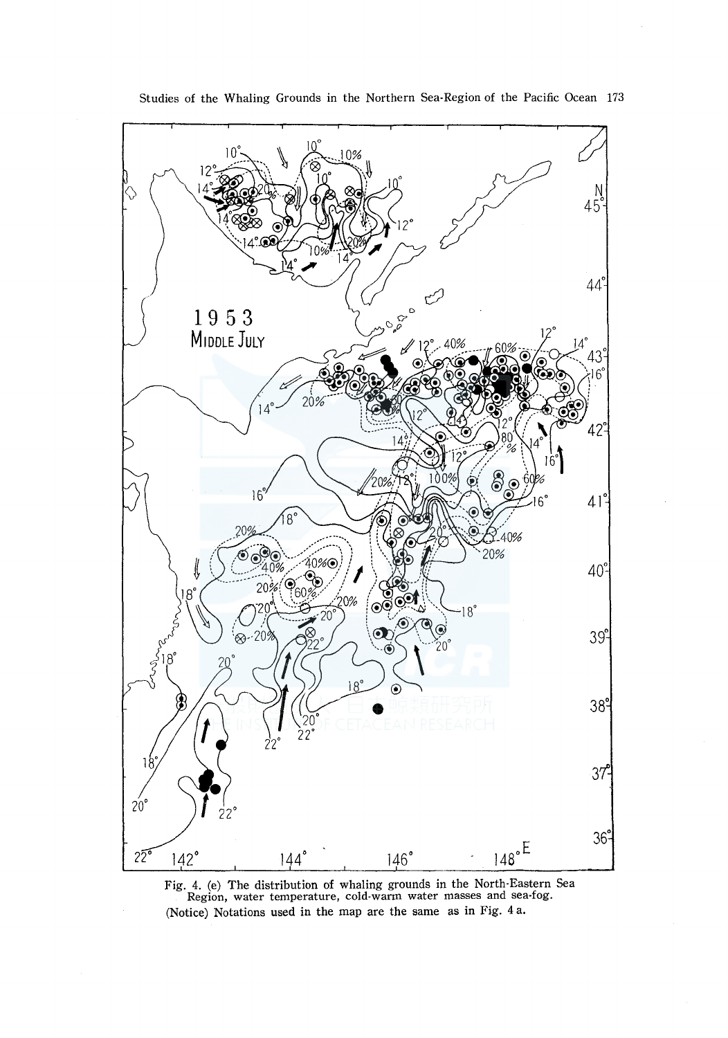Fig. 4. (e) The distribution of whaling grounds in the North-Eastern Sea Region, water temperature, cold-warm water masses and sea-fog.

(Notice) Notations used in the map are the same as in Fig. 4 a.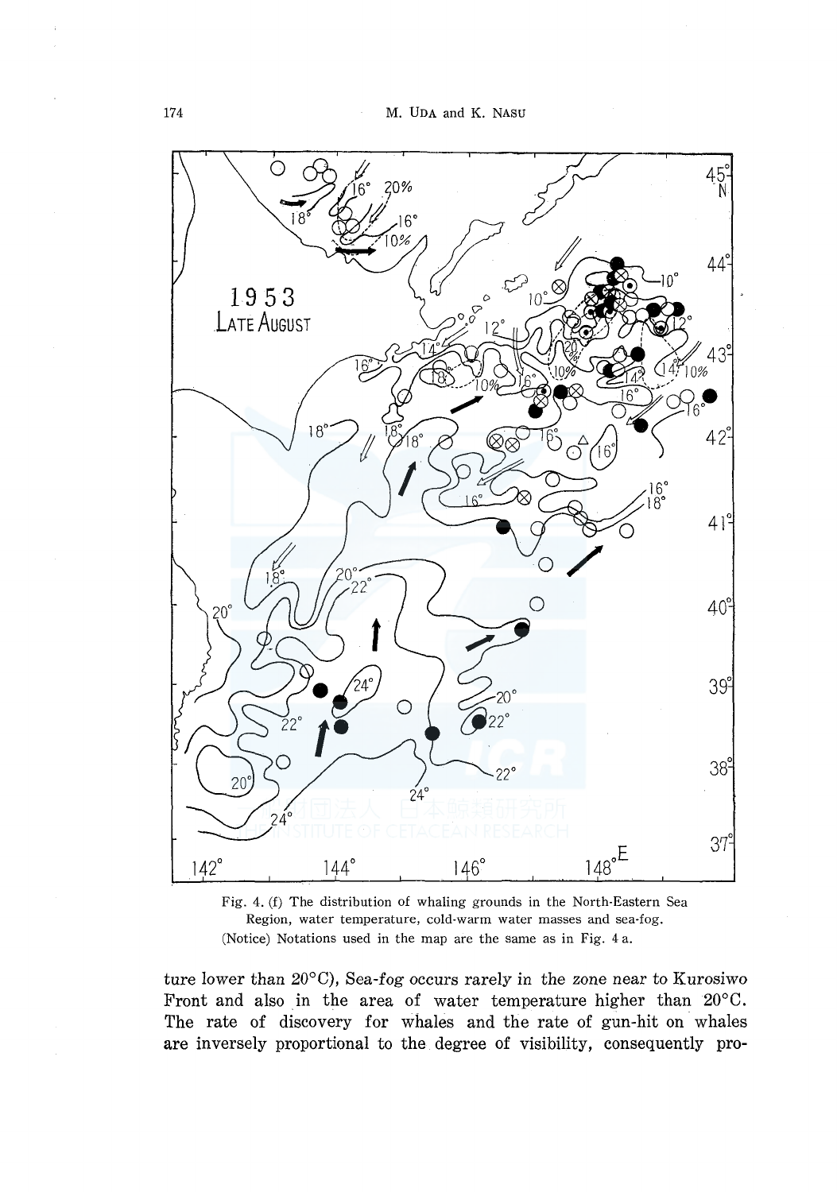Fig. 4. (f) The distribution of whaling grounds in the North-Eastern Sea Region, water temperature, cold-warm water masses and sea-fog.
(Notice) Notations used in the map are the same as in Fig. 4 a.

ture lower than 20°C), Sea-fog occurs rarely in the zone near to Kurosiwo Front and also in the area of water temperature higher than 20°C. The rate of discovery for whales and the rate of gun-hit on whales are inversely proportional to the degree of visibility, consequently pro-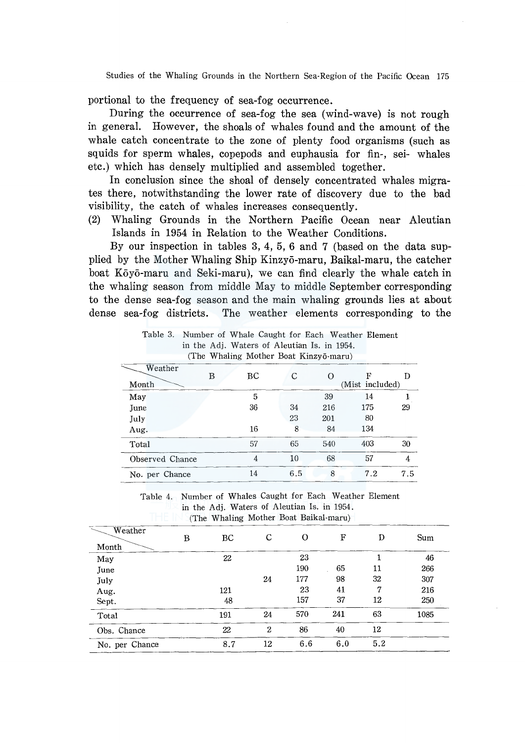portional to the frequency of sea-fog occurrence.

During the occurrence of sea-fog the sea (wind-wave) is not rough in general. However, the shoals of whales found and the amount of the whale catch concentrate to the zone of plenty food organisms (such as squids for sperm whales, copepods and euphausia for fin-, sei- whales etc.) which has densely multiplied and assembled together.

In conclusion since the shoal of densely concentrated whales migrates there, notwithstanding the lower rate of discovery due to the bad visibility, the catch of whales increases consequently.

(2) Whaling Grounds in the Northern Pacific Ocean near Aleutian Islands in 1954 in Relation to the Weather Conditions.

By our inspection in tables 3, 4, 5, 6 and 7 (based on the data supplied by the Mother Whaling Ship Kinzyō-maru, Baikal-maru, the catcher boat Kōyō-maru and Seki-maru), we can find clearly the whale catch in the whaling season from middle May to middle September corresponding to the dense sea-fog season and the main whaling grounds lies at about dense sea-fog districts. The weather elements corresponding to the

Table 3. Number of Whale Caught for Each Weather Element in the Adj. Waters of Aleutian Is. in 1954. (The Whaling Mother Boat Kinzyō-maru)

| Month \ Weather | B | BC | C | O | F (Mist included) | D |
|---|---|---|---|---|---|---|
| May | | 5 | | 39 | 14 | 1 |
| June | | 36 | 34 | 216 | 175 | 29 |
| July | | | 23 | 201 | 80 | |
| Aug. | | 16 | 8 | 84 | 134 | |
| Total | | 57 | 65 | 540 | 403 | 30 |
| Observed Chance | | 4 | 10 | 68 | 57 | 4 |
| No. per Chance | | 14 | 6.5 | 8 | 7.2 | 7.5 |

Table 4. Number of Whales Caught for Each Weather Element in the Adj. Waters of Aleutian Is. in 1954. (The Whaling Mother Boat Baikal-maru)

| Month \ Weather | B | BC | C | O | F | D | Sum |
|---|---|---|---|---|---|---|---|
| May | | 22 | | 23 | | 1 | 46 |
| June | | | | 190 | 65 | 11 | 266 |
| July | | | 24 | 177 | 98 | 32 | 307 |
| Aug. | | 121 | | 23 | 41 | 7 | 216 |
| Sept. | | 48 | | 157 | 37 | 12 | 250 |
| Total | | 191 | 24 | 570 | 241 | 63 | 1085 |
| Obs. Chance | | 22 | 2 | 86 | 40 | 12 | |
| No. per Chance | | 8.7 | 12 | 6.6 | 6.0 | 5.2 | |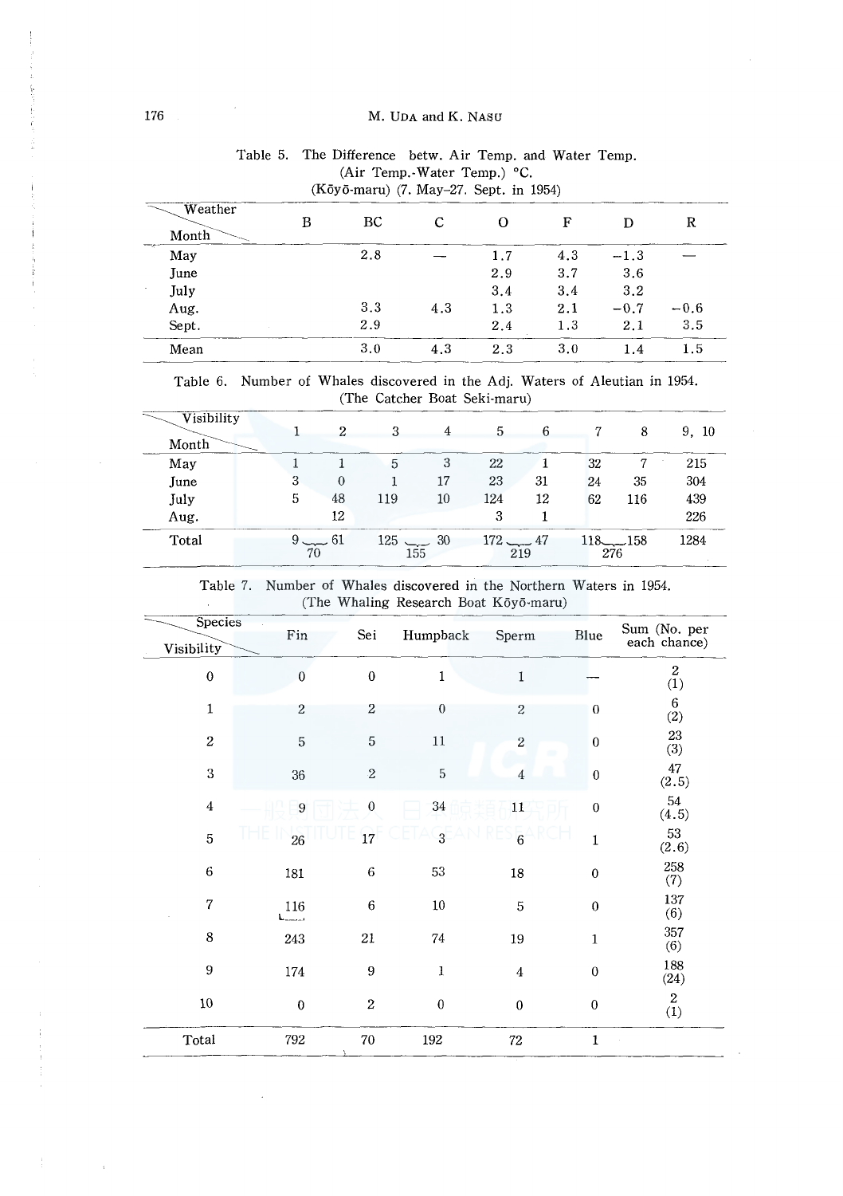Table 5. The Difference betw. Air Temp. and Water Temp. (Air Temp.-Water Temp.) °C. (Kōyō-maru) (7. May–27. Sept. in 1954)

| Month \ Weather | B | BC | C | O | F | D | R |
|---|---|---|---|---|---|---|---|
| May | | 2.8 | — | 1.7 | 4.3 | −1.3 | — |
| June | | | | 2.9 | 3.7 | 3.6 | |
| July | | | | 3.4 | 3.4 | 3.2 | |
| Aug. | | 3.3 | 4.3 | 1.3 | 2.1 | −0.7 | −0.6 |
| Sept. | | 2.9 | | 2.4 | 1.3 | 2.1 | 3.5 |
| Mean | | 3.0 | 4.3 | 2.3 | 3.0 | 1.4 | 1.5 |

Table 6. Number of Whales discovered in the Adj. Waters of Aleutian in 1954. (The Catcher Boat Seki-maru)

| Month \ Visibility | 1 | 2 | 3 | 4 | 5 | 6 | 7 | 8 | 9, 10 |
|---|---|---|---|---|---|---|---|---|---|
| May | 1 | 1 | 5 | 3 | 22 | 1 | 32 | 7 | 215 |
| June | 3 | 0 | 1 | 17 | 23 | 31 | 24 | 35 | 304 |
| July | 5 | 48 | 119 | 10 | 124 | 12 | 62 | 116 | 439 |
| Aug. | | 12 | | | 3 | 1 | | | 226 |
| Total | 9 | 61 | 125 | 30 | 172 | 47 | 118 | 158 | 1284 |
| | 70 | | 155 | | 219 | | 276 | | |

Table 7. Number of Whales discovered in the Northern Waters in 1954. (The Whaling Research Boat Kōyō-maru)

| Visibility \ Species | Fin | Sei | Humpback | Sperm | Blue | Sum (No. per each chance) |
|---|---|---|---|---|---|---|
| 0 | 0 | 0 | 1 | 1 | — | 2 (1) |
| 1 | 2 | 2 | 0 | 2 | 0 | 6 (2) |
| 2 | 5 | 5 | 11 | 2 | 0 | 23 (3) |
| 3 | 36 | 2 | 5 | 4 | 0 | 47 (2.5) |
| 4 | 9 | 0 | 34 | 11 | 0 | 54 (4.5) |
| 5 | 26 | 17 | 3 | 6 | 1 | 53 (2.6) |
| 6 | 181 | 6 | 53 | 18 | 0 | 258 (7) |
| 7 | 116 | 6 | 10 | 5 | 0 | 137 (6) |
| 8 | 243 | 21 | 74 | 19 | 1 | 357 (6) |
| 9 | 174 | 9 | 1 | 4 | 0 | 188 (24) |
| 10 | 0 | 2 | 0 | 0 | 0 | 2 (1) |
| Total | 792 | 70 | 192 | 72 | 1 | |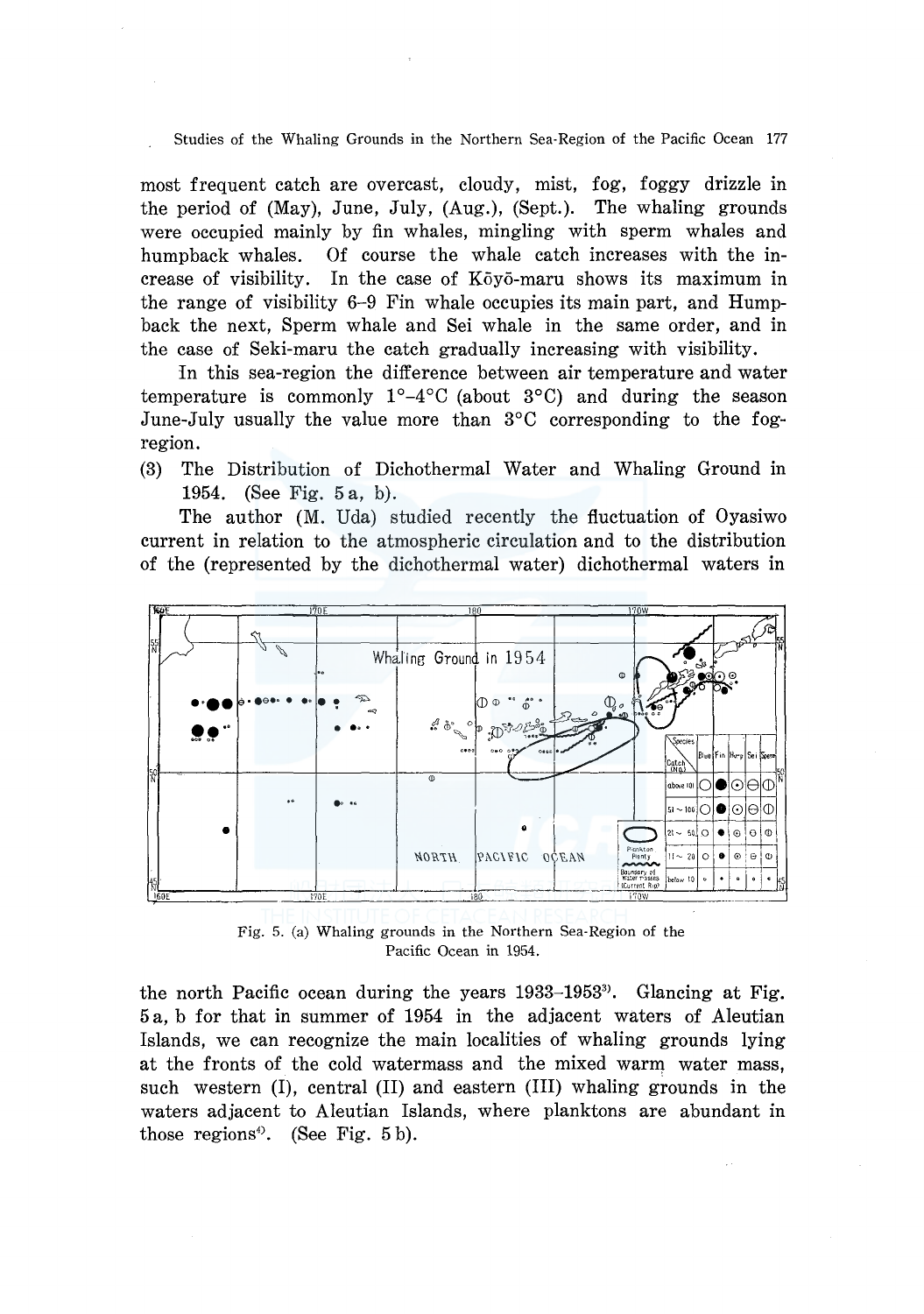most frequent catch are overcast, cloudy, mist, fog, foggy drizzle in the period of (May), June, July, (Aug.), (Sept.). The whaling grounds were occupied mainly by fin whales, mingling with sperm whales and humpback whales. Of course the whale catch increases with the increase of visibility. In the case of Kōyō-maru shows its maximum in the range of visibility 6–9 Fin whale occupies its main part, and Humpback the next, Sperm whale and Sei whale in the same order, and in the case of Seki-maru the catch gradually increasing with visibility.

In this sea-region the difference between air temperature and water temperature is commonly 1°–4°C (about 3°C) and during the season June-July usually the value more than 3°C corresponding to the fog-region.

(3) The Distribution of Dichothermal Water and Whaling Ground in 1954. (See Fig. 5 a, b).

The author (M. Uda) studied recently the fluctuation of Oyasiwo current in relation to the atmospheric circulation and to the distribution of the (represented by the dichothermal water) dichothermal waters in

Fig. 5. (a) Whaling grounds in the Northern Sea-Region of the Pacific Ocean in 1954.

the north Pacific ocean during the years 1933–1953[3]. Glancing at Fig. 5 a, b for that in summer of 1954 in the adjacent waters of Aleutian Islands, we can recognize the main localities of whaling grounds lying at the fronts of the cold watermass and the mixed warm water mass, such western (I), central (II) and eastern (III) whaling grounds in the waters adjacent to Aleutian Islands, where planktons are abundant in those regions[4]. (See Fig. 5 b).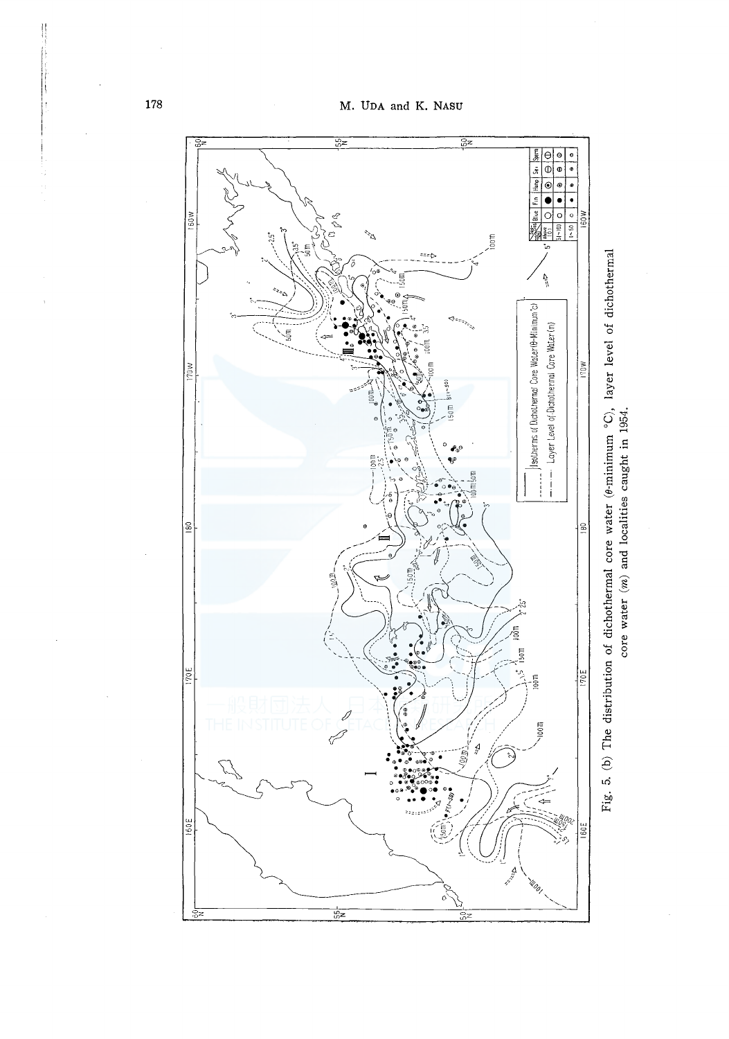Fig. 5. (b) The distribution of dichothermal core water (θ-minimum °C), layer level of dichothermal core water (*m*) and localities caught in 1954.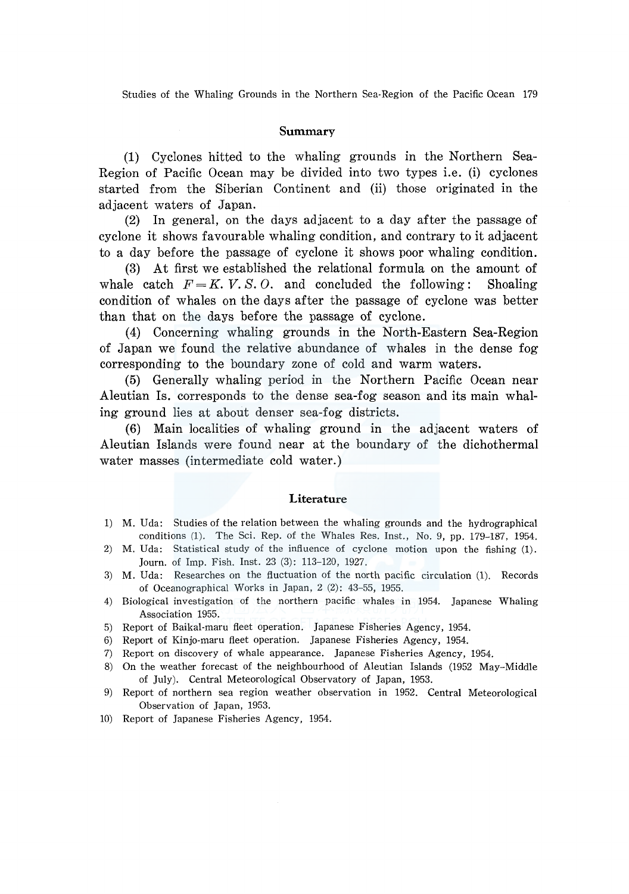## Summary

(1) Cyclones hitted to the whaling grounds in the Northern Sea-Region of Pacific Ocean may be divided into two types i.e. (i) cyclones started from the Siberian Continent and (ii) those originated in the adjacent waters of Japan.

(2) In general, on the days adjacent to a day after the passage of cyclone it shows favourable whaling condition, and contrary to it adjacent to a day before the passage of cyclone it shows poor whaling condition.

(3) At first we established the relational formula on the amount of whale catch $F = K.\ V.\ S.\ O.$ and concluded the following: Shoaling condition of whales on the days after the passage of cyclone was better than that on the days before the passage of cyclone.

(4) Concerning whaling grounds in the North-Eastern Sea-Region of Japan we found the relative abundance of whales in the dense fog corresponding to the boundary zone of cold and warm waters.

(5) Generally whaling period in the Northern Pacific Ocean near Aleutian Is. corresponds to the dense sea-fog season and its main whaling ground lies at about denser sea-fog districts.

(6) Main localities of whaling ground in the adjacent waters of Aleutian Islands were found near at the boundary of the dichothermal water masses (intermediate cold water.)

## Literature

1) M. Uda: Studies of the relation between the whaling grounds and the hydrographical conditions (1). The Sci. Rep. of the Whales Res. Inst., No. 9, pp. 179–187, 1954.
2) M. Uda: Statistical study of the influence of cyclone motion upon the fishing (1). Journ. of Imp. Fish. Inst. 23 (3): 113–120, 1927.
3) M. Uda: Researches on the fluctuation of the north pacific circulation (1). Records of Oceanographical Works in Japan, 2 (2): 43–55, 1955.
4) Biological investigation of the northern pacific whales in 1954. Japanese Whaling Association 1955.
5) Report of Baikal-maru fleet operation. Japanese Fisheries Agency, 1954.
6) Report of Kinjo-maru fleet operation. Japanese Fisheries Agency, 1954.
7) Report on discovery of whale appearance. Japanese Fisheries Agency, 1954.
8) On the weather forecast of the neighbourhood of Aleutian Islands (1952 May–Middle of July). Central Meteorological Observatory of Japan, 1953.
9) Report of northern sea region weather observation in 1952. Central Meteorological Observation of Japan, 1953.
10) Report of Japanese Fisheries Agency, 1954.